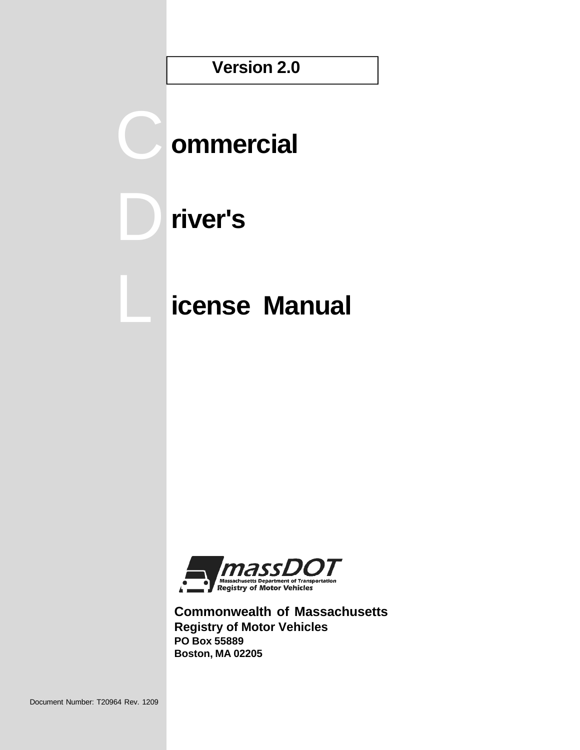**Version 2.0**

# Commercial Driver's License Manual

massDOT
Massachusetts Department of Transportation
Registry of Motor Vehicles

**Commonwealth of Massachusetts**
**Registry of Motor Vehicles**
**PO Box 55889**
**Boston, MA 02205**

Document Number: T20964 Rev. 1209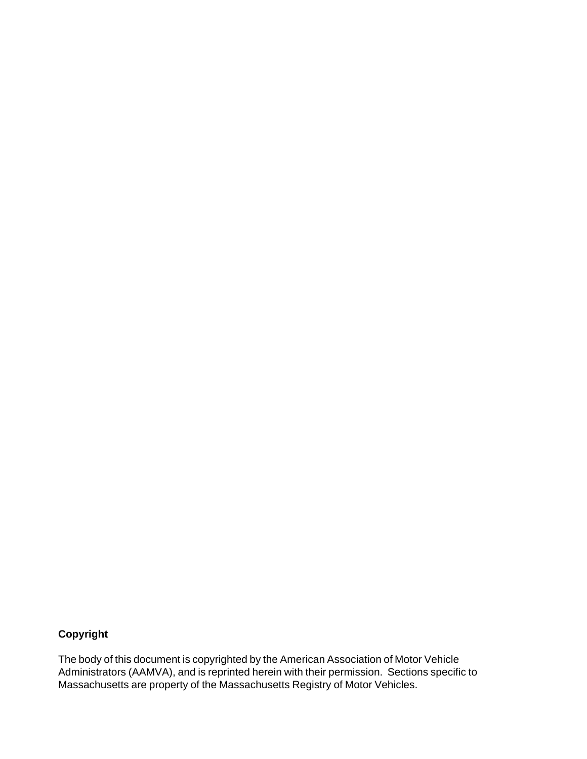**Copyright**

The body of this document is copyrighted by the American Association of Motor Vehicle Administrators (AAMVA), and is reprinted herein with their permission. Sections specific to Massachusetts are property of the Massachusetts Registry of Motor Vehicles.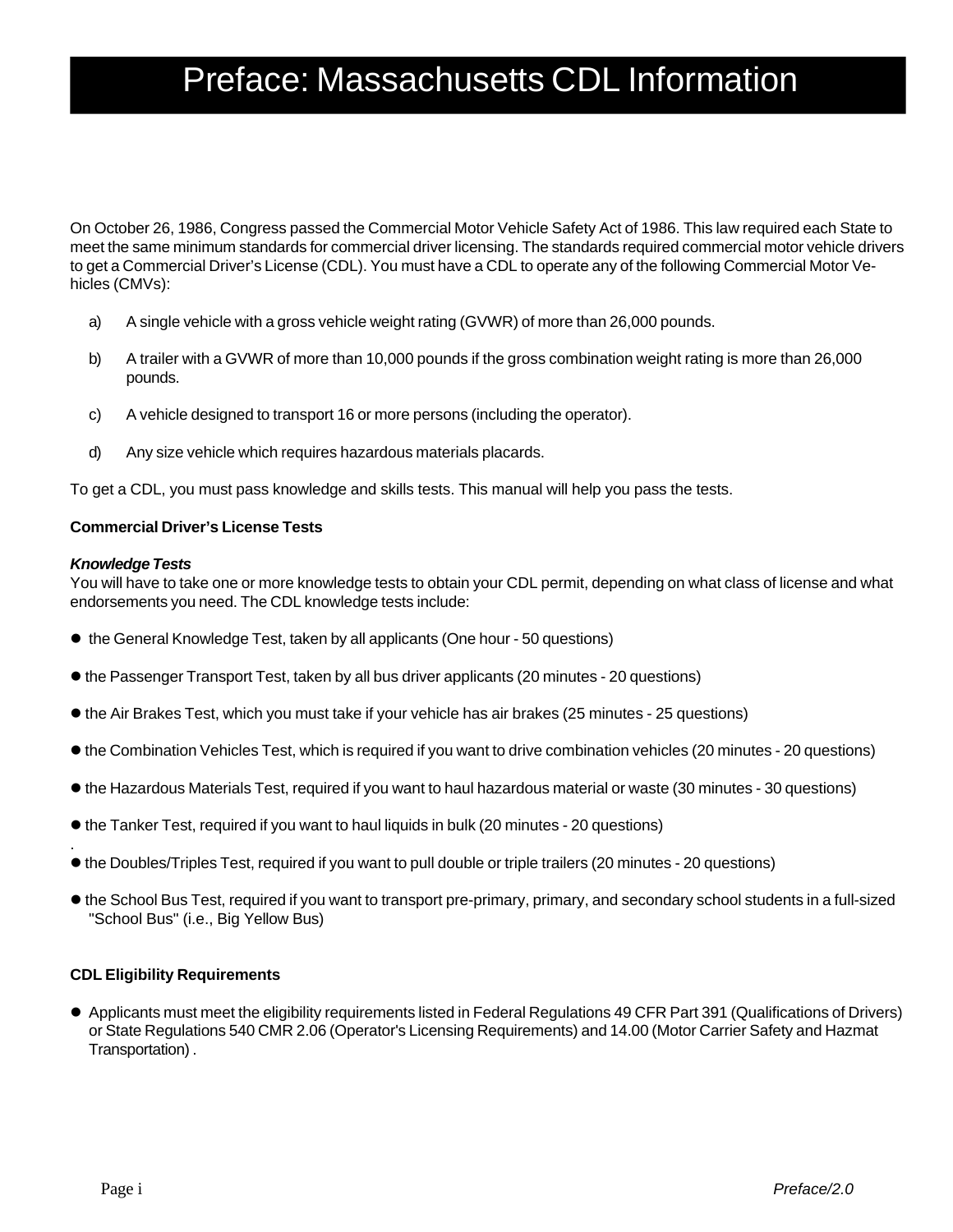# Preface: Massachusetts CDL Information

On October 26, 1986, Congress passed the Commercial Motor Vehicle Safety Act of 1986. This law required each State to meet the same minimum standards for commercial driver licensing. The standards required commercial motor vehicle drivers to get a Commercial Driver's License (CDL). You must have a CDL to operate any of the following Commercial Motor Vehicles (CMVs):

a) A single vehicle with a gross vehicle weight rating (GVWR) of more than 26,000 pounds.

b) A trailer with a GVWR of more than 10,000 pounds if the gross combination weight rating is more than 26,000 pounds.

c) A vehicle designed to transport 16 or more persons (including the operator).

d) Any size vehicle which requires hazardous materials placards.

To get a CDL, you must pass knowledge and skills tests. This manual will help you pass the tests.

**Commercial Driver's License Tests**

***Knowledge Tests***

You will have to take one or more knowledge tests to obtain your CDL permit, depending on what class of license and what endorsements you need. The CDL knowledge tests include:

- the General Knowledge Test, taken by all applicants (One hour - 50 questions)
- the Passenger Transport Test, taken by all bus driver applicants (20 minutes - 20 questions)
- the Air Brakes Test, which you must take if your vehicle has air brakes (25 minutes - 25 questions)
- the Combination Vehicles Test, which is required if you want to drive combination vehicles (20 minutes - 20 questions)
- the Hazardous Materials Test, required if you want to haul hazardous material or waste (30 minutes - 30 questions)
- the Tanker Test, required if you want to haul liquids in bulk (20 minutes - 20 questions)
- the Doubles/Triples Test, required if you want to pull double or triple trailers (20 minutes - 20 questions)
- the School Bus Test, required if you want to transport pre-primary, primary, and secondary school students in a full-sized "School Bus" (i.e., Big Yellow Bus)

**CDL Eligibility Requirements**

- Applicants must meet the eligibility requirements listed in Federal Regulations 49 CFR Part 391 (Qualifications of Drivers) or State Regulations 540 CMR 2.06 (Operator's Licensing Requirements) and 14.00 (Motor Carrier Safety and Hazmat Transportation) .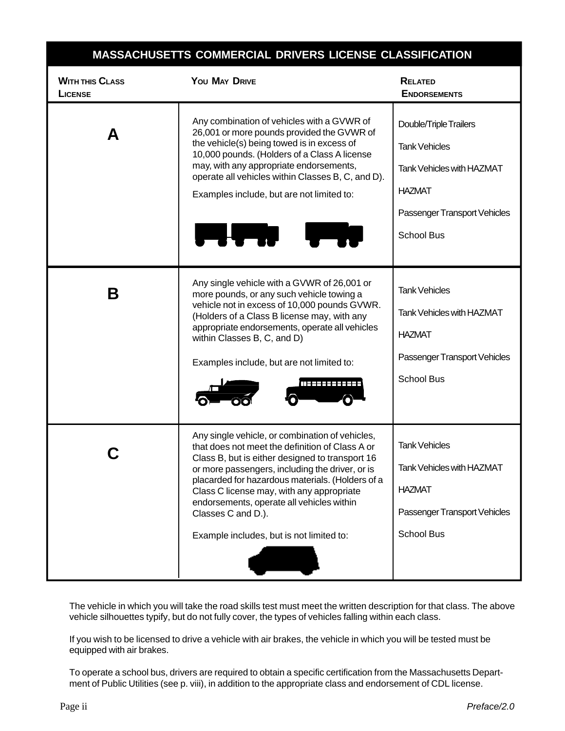## MASSACHUSETTS COMMERCIAL DRIVERS LICENSE CLASSIFICATION

| With this Class License | You May Drive | Related Endorsements |
|---|---|---|
| **A** | Any combination of vehicles with a GVWR of 26,001 or more pounds provided the GVWR of the vehicle(s) being towed is in excess of 10,000 pounds. (Holders of a Class A license may, with any appropriate endorsements, operate all vehicles within Classes B, C, and D). Examples include, but are not limited to: | Double/Triple Trailers<br>Tank Vehicles<br>Tank Vehicles with HAZMAT<br>HAZMAT<br>Passenger Transport Vehicles<br>School Bus |
| **B** | Any single vehicle with a GVWR of 26,001 or more pounds, or any such vehicle towing a vehicle not in excess of 10,000 pounds GVWR. (Holders of a Class B license may, with any appropriate endorsements, operate all vehicles within Classes B, C, and D) Examples include, but are not limited to: | Tank Vehicles<br>Tank Vehicles with HAZMAT<br>HAZMAT<br>Passenger Transport Vehicles<br>School Bus |
| **C** | Any single vehicle, or combination of vehicles, that does not meet the definition of Class A or Class B, but is either designed to transport 16 or more passengers, including the driver, or is placarded for hazardous materials. (Holders of a Class C license may, with any appropriate endorsements, operate all vehicles within Classes C and D.). Example includes, but is not limited to: | Tank Vehicles<br>Tank Vehicles with HAZMAT<br>HAZMAT<br>Passenger Transport Vehicles<br>School Bus |

The vehicle in which you will take the road skills test must meet the written description for that class. The above vehicle silhouettes typify, but do not fully cover, the types of vehicles falling within each class.

If you wish to be licensed to drive a vehicle with air brakes, the vehicle in which you will be tested must be equipped with air brakes.

To operate a school bus, drivers are required to obtain a specific certification from the Massachusetts Department of Public Utilities (see p. viii), in addition to the appropriate class and endorsement of CDL license.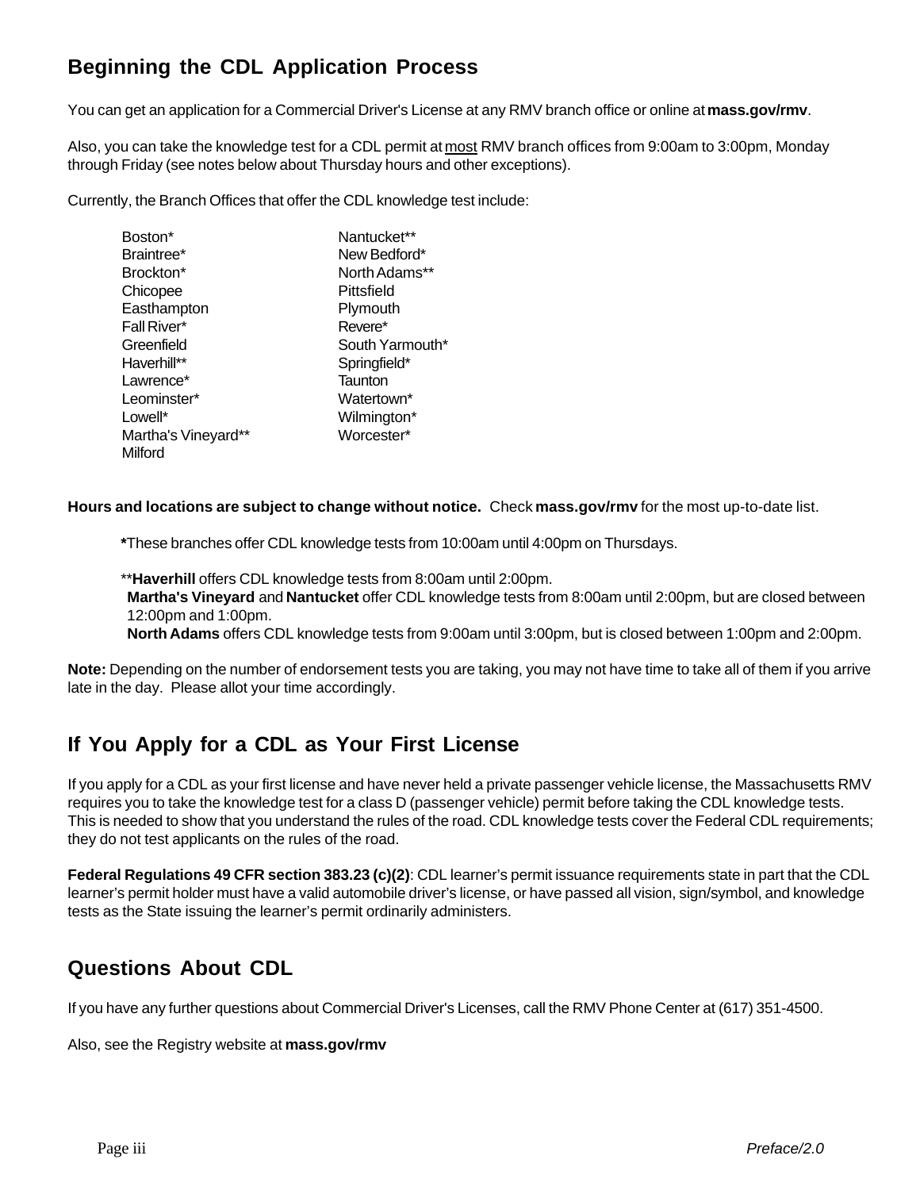## Beginning the CDL Application Process

You can get an application for a Commercial Driver's License at any RMV branch office or online at **mass.gov/rmv**.

Also, you can take the knowledge test for a CDL permit at <u>most</u> RMV branch offices from 9:00am to 3:00pm, Monday through Friday (see notes below about Thursday hours and other exceptions).

Currently, the Branch Offices that offer the CDL knowledge test include:

- Boston*
- Braintree*
- Brockton*
- Chicopee
- Easthampton
- Fall River*
- Greenfield
- Haverhill**
- Lawrence*
- Leominster*
- Lowell*
- Martha's Vineyard**
- Milford
- Nantucket**
- New Bedford*
- North Adams**
- Pittsfield
- Plymouth
- Revere*
- South Yarmouth*
- Springfield*
- Taunton
- Watertown*
- Wilmington*
- Worcester*

**Hours and locations are subject to change without notice.** Check **mass.gov/rmv** for the most up-to-date list.

**\***These branches offer CDL knowledge tests from 10:00am until 4:00pm on Thursdays.

\*\***Haverhill** offers CDL knowledge tests from 8:00am until 2:00pm.
**Martha's Vineyard** and **Nantucket** offer CDL knowledge tests from 8:00am until 2:00pm, but are closed between 12:00pm and 1:00pm.
**North Adams** offers CDL knowledge tests from 9:00am until 3:00pm, but is closed between 1:00pm and 2:00pm.

**Note:** Depending on the number of endorsement tests you are taking, you may not have time to take all of them if you arrive late in the day. Please allot your time accordingly.

## If You Apply for a CDL as Your First License

If you apply for a CDL as your first license and have never held a private passenger vehicle license, the Massachusetts RMV requires you to take the knowledge test for a class D (passenger vehicle) permit before taking the CDL knowledge tests. This is needed to show that you understand the rules of the road. CDL knowledge tests cover the Federal CDL requirements; they do not test applicants on the rules of the road.

**Federal Regulations 49 CFR section 383.23 (c)(2)**: CDL learner's permit issuance requirements state in part that the CDL learner's permit holder must have a valid automobile driver's license, or have passed all vision, sign/symbol, and knowledge tests as the State issuing the learner's permit ordinarily administers.

## Questions About CDL

If you have any further questions about Commercial Driver's Licenses, call the RMV Phone Center at (617) 351-4500.

Also, see the Registry website at **mass.gov/rmv**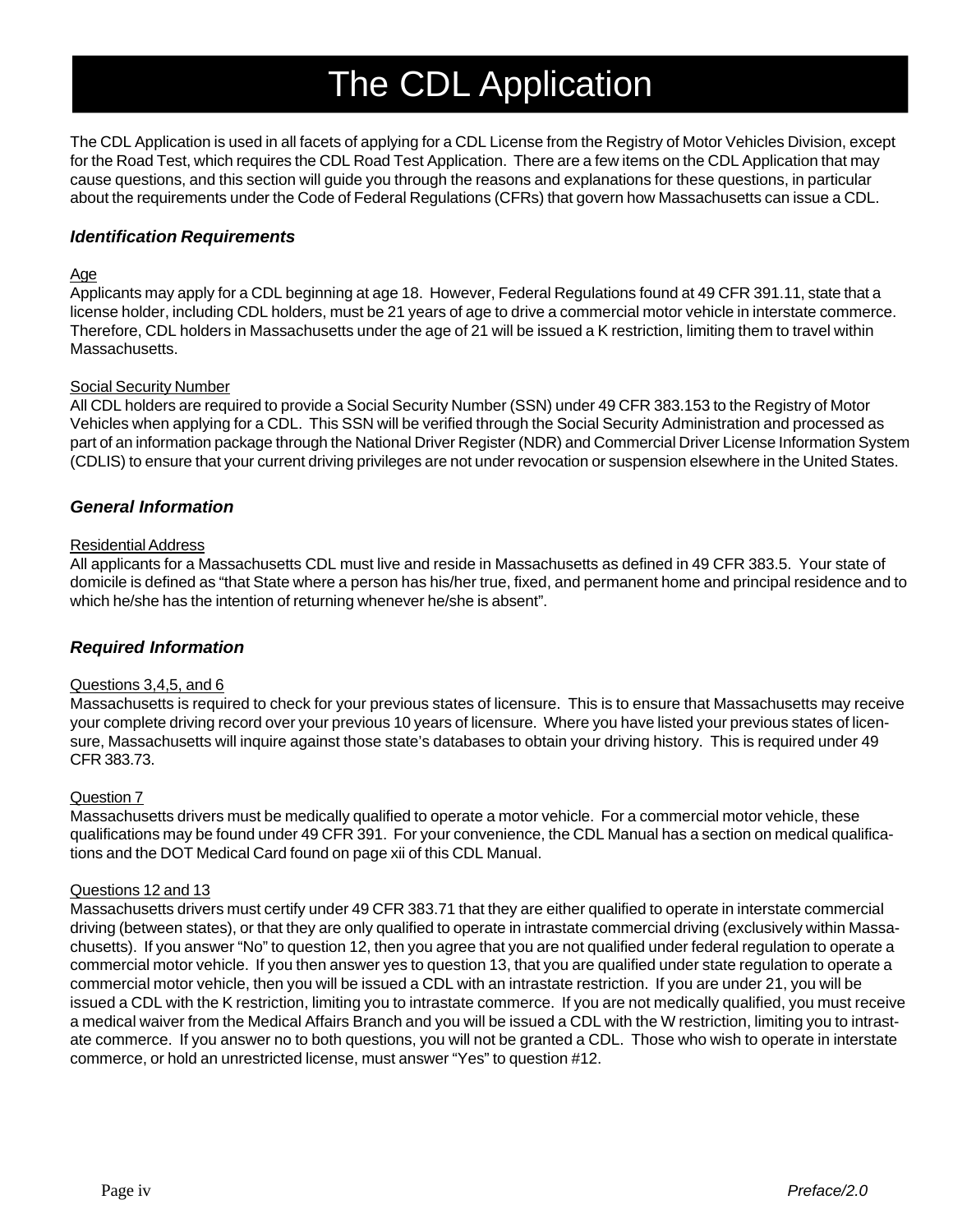# The CDL Application

The CDL Application is used in all facets of applying for a CDL License from the Registry of Motor Vehicles Division, except for the Road Test, which requires the CDL Road Test Application. There are a few items on the CDL Application that may cause questions, and this section will guide you through the reasons and explanations for these questions, in particular about the requirements under the Code of Federal Regulations (CFRs) that govern how Massachusetts can issue a CDL.

### *Identification Requirements*

<u>Age</u>

Applicants may apply for a CDL beginning at age 18. However, Federal Regulations found at 49 CFR 391.11, state that a license holder, including CDL holders, must be 21 years of age to drive a commercial motor vehicle in interstate commerce. Therefore, CDL holders in Massachusetts under the age of 21 will be issued a K restriction, limiting them to travel within Massachusetts.

<u>Social Security Number</u>

All CDL holders are required to provide a Social Security Number (SSN) under 49 CFR 383.153 to the Registry of Motor Vehicles when applying for a CDL. This SSN will be verified through the Social Security Administration and processed as part of an information package through the National Driver Register (NDR) and Commercial Driver License Information System (CDLIS) to ensure that your current driving privileges are not under revocation or suspension elsewhere in the United States.

### *General Information*

<u>Residential Address</u>

All applicants for a Massachusetts CDL must live and reside in Massachusetts as defined in 49 CFR 383.5. Your state of domicile is defined as "that State where a person has his/her true, fixed, and permanent home and principal residence and to which he/she has the intention of returning whenever he/she is absent".

### *Required Information*

<u>Questions 3,4,5, and 6</u>

Massachusetts is required to check for your previous states of licensure. This is to ensure that Massachusetts may receive your complete driving record over your previous 10 years of licensure. Where you have listed your previous states of licensure, Massachusetts will inquire against those state's databases to obtain your driving history. This is required under 49 CFR 383.73.

<u>Question 7</u>

Massachusetts drivers must be medically qualified to operate a motor vehicle. For a commercial motor vehicle, these qualifications may be found under 49 CFR 391. For your convenience, the CDL Manual has a section on medical qualifications and the DOT Medical Card found on page xii of this CDL Manual.

<u>Questions 12 and 13</u>

Massachusetts drivers must certify under 49 CFR 383.71 that they are either qualified to operate in interstate commercial driving (between states), or that they are only qualified to operate in intrastate commercial driving (exclusively within Massachusetts). If you answer "No" to question 12, then you agree that you are not qualified under federal regulation to operate a commercial motor vehicle. If you then answer yes to question 13, that you are qualified under state regulation to operate a commercial motor vehicle, then you will be issued a CDL with an intrastate restriction. If you are under 21, you will be issued a CDL with the K restriction, limiting you to intrastate commerce. If you are not medically qualified, you must receive a medical waiver from the Medical Affairs Branch and you will be issued a CDL with the W restriction, limiting you to intrastate commerce. If you answer no to both questions, you will not be granted a CDL. Those who wish to operate in interstate commerce, or hold an unrestricted license, must answer "Yes" to question #12.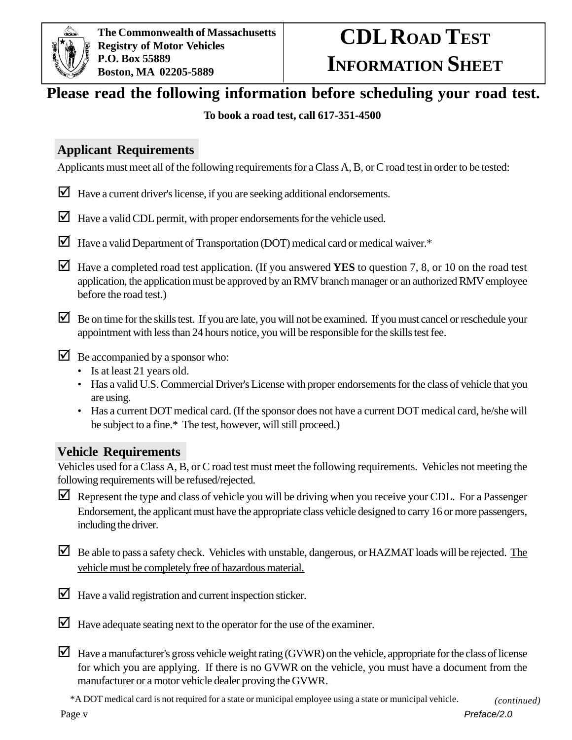The Commonwealth of Massachusetts
Registry of Motor Vehicles
P.O. Box 55889
Boston, MA 02205-5889

# CDL Road Test Information Sheet

**Please read the following information before scheduling your road test.**

**To book a road test, call 617-351-4500**

## Applicant Requirements

Applicants must meet all of the following requirements for a Class A, B, or C road test in order to be tested:

- ☑ Have a current driver's license, if you are seeking additional endorsements.
- ☑ Have a valid CDL permit, with proper endorsements for the vehicle used.
- ☑ Have a valid Department of Transportation (DOT) medical card or medical waiver.*
- ☑ Have a completed road test application. (If you answered **YES** to question 7, 8, or 10 on the road test application, the application must be approved by an RMV branch manager or an authorized RMV employee before the road test.)
- ☑ Be on time for the skills test. If you are late, you will not be examined. If you must cancel or reschedule your appointment with less than 24 hours notice, you will be responsible for the skills test fee.
- ☑ Be accompanied by a sponsor who:
  - Is at least 21 years old.
  - Has a valid U.S. Commercial Driver's License with proper endorsements for the class of vehicle that you are using.
  - Has a current DOT medical card. (If the sponsor does not have a current DOT medical card, he/she will be subject to a fine.* The test, however, will still proceed.)

## Vehicle Requirements

Vehicles used for a Class A, B, or C road test must meet the following requirements. Vehicles not meeting the following requirements will be refused/rejected.

- ☑ Represent the type and class of vehicle you will be driving when you receive your CDL. For a Passenger Endorsement, the applicant must have the appropriate class vehicle designed to carry 16 or more passengers, including the driver.
- ☑ Be able to pass a safety check. Vehicles with unstable, dangerous, or HAZMAT loads will be rejected. <u>The vehicle must be completely free of hazardous material.</u>
- ☑ Have a valid registration and current inspection sticker.
- ☑ Have adequate seating next to the operator for the use of the examiner.
- ☑ Have a manufacturer's gross vehicle weight rating (GVWR) on the vehicle, appropriate for the class of license for which you are applying. If there is no GVWR on the vehicle, you must have a document from the manufacturer or a motor vehicle dealer proving the GVWR.

*A DOT medical card is not required for a state or municipal employee using a state or municipal vehicle.

*(continued)*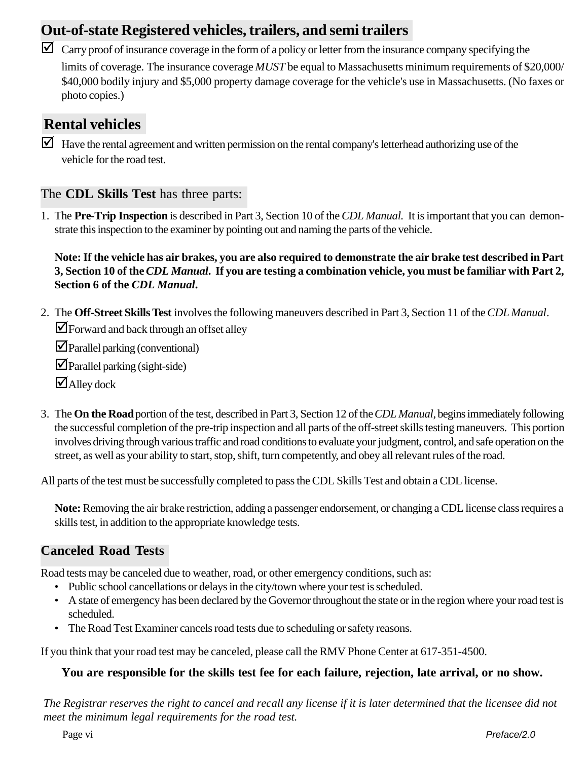## Out-of-state Registered vehicles, trailers, and semi trailers

☑ Carry proof of insurance coverage in the form of a policy or letter from the insurance company specifying the limits of coverage. The insurance coverage *MUST* be equal to Massachusetts minimum requirements of $20,000/ $40,000 bodily injury and $5,000 property damage coverage for the vehicle's use in Massachusetts. (No faxes or photo copies.)

## Rental vehicles

☑ Have the rental agreement and written permission on the rental company's letterhead authorizing use of the vehicle for the road test.

### The **CDL Skills Test** has three parts:

1. The **Pre-Trip Inspection** is described in Part 3, Section 10 of the *CDL Manual*. It is important that you can demonstrate this inspection to the examiner by pointing out and naming the parts of the vehicle.

   **Note: If the vehicle has air brakes, you are also required to demonstrate the air brake test described in Part 3, Section 10 of the *CDL Manual*. If you are testing a combination vehicle, you must be familiar with Part 2, Section 6 of the *CDL Manual*.**

2. The **Off-Street Skills Test** involves the following maneuvers described in Part 3, Section 11 of the *CDL Manual*.
   - ☑ Forward and back through an offset alley
   - ☑ Parallel parking (conventional)
   - ☑ Parallel parking (sight-side)
   - ☑ Alley dock

3. The **On the Road** portion of the test, described in Part 3, Section 12 of the *CDL Manual*, begins immediately following the successful completion of the pre-trip inspection and all parts of the off-street skills testing maneuvers. This portion involves driving through various traffic and road conditions to evaluate your judgment, control, and safe operation on the street, as well as your ability to start, stop, shift, turn competently, and obey all relevant rules of the road.

All parts of the test must be successfully completed to pass the CDL Skills Test and obtain a CDL license.

**Note:** Removing the air brake restriction, adding a passenger endorsement, or changing a CDL license class requires a skills test, in addition to the appropriate knowledge tests.

## Canceled Road Tests

Road tests may be canceled due to weather, road, or other emergency conditions, such as:

- Public school cancellations or delays in the city/town where your test is scheduled.
- A state of emergency has been declared by the Governor throughout the state or in the region where your road test is scheduled.
- The Road Test Examiner cancels road tests due to scheduling or safety reasons.

If you think that your road test may be canceled, please call the RMV Phone Center at 617-351-4500.

**You are responsible for the skills test fee for each failure, rejection, late arrival, or no show.**

*The Registrar reserves the right to cancel and recall any license if it is later determined that the licensee did not meet the minimum legal requirements for the road test.*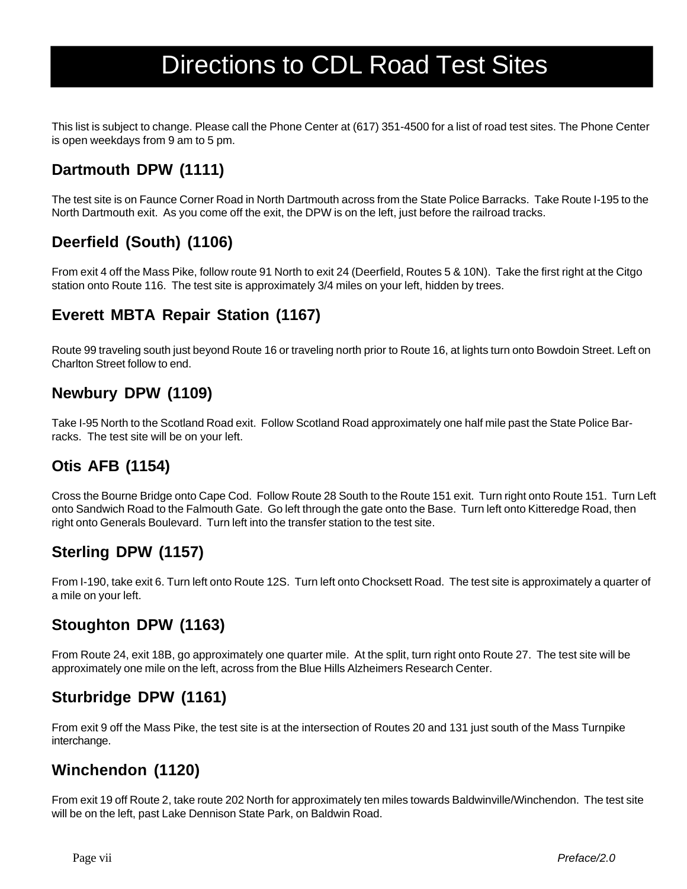# Directions to CDL Road Test Sites

This list is subject to change. Please call the Phone Center at (617) 351-4500 for a list of road test sites. The Phone Center is open weekdays from 9 am to 5 pm.

## Dartmouth DPW (1111)

The test site is on Faunce Corner Road in North Dartmouth across from the State Police Barracks. Take Route I-195 to the North Dartmouth exit. As you come off the exit, the DPW is on the left, just before the railroad tracks.

## Deerfield (South) (1106)

From exit 4 off the Mass Pike, follow route 91 North to exit 24 (Deerfield, Routes 5 & 10N). Take the first right at the Citgo station onto Route 116. The test site is approximately 3/4 miles on your left, hidden by trees.

## Everett MBTA Repair Station (1167)

Route 99 traveling south just beyond Route 16 or traveling north prior to Route 16, at lights turn onto Bowdoin Street. Left on Charlton Street follow to end.

## Newbury DPW (1109)

Take I-95 North to the Scotland Road exit. Follow Scotland Road approximately one half mile past the State Police Barracks. The test site will be on your left.

## Otis AFB (1154)

Cross the Bourne Bridge onto Cape Cod. Follow Route 28 South to the Route 151 exit. Turn right onto Route 151. Turn Left onto Sandwich Road to the Falmouth Gate. Go left through the gate onto the Base. Turn left onto Kitteredge Road, then right onto Generals Boulevard. Turn left into the transfer station to the test site.

## Sterling DPW (1157)

From I-190, take exit 6. Turn left onto Route 12S. Turn left onto Chocksett Road. The test site is approximately a quarter of a mile on your left.

## Stoughton DPW (1163)

From Route 24, exit 18B, go approximately one quarter mile. At the split, turn right onto Route 27. The test site will be approximately one mile on the left, across from the Blue Hills Alzheimers Research Center.

## Sturbridge DPW (1161)

From exit 9 off the Mass Pike, the test site is at the intersection of Routes 20 and 131 just south of the Mass Turnpike interchange.

## Winchendon (1120)

From exit 19 off Route 2, take route 202 North for approximately ten miles towards Baldwinville/Winchendon. The test site will be on the left, past Lake Dennison State Park, on Baldwin Road.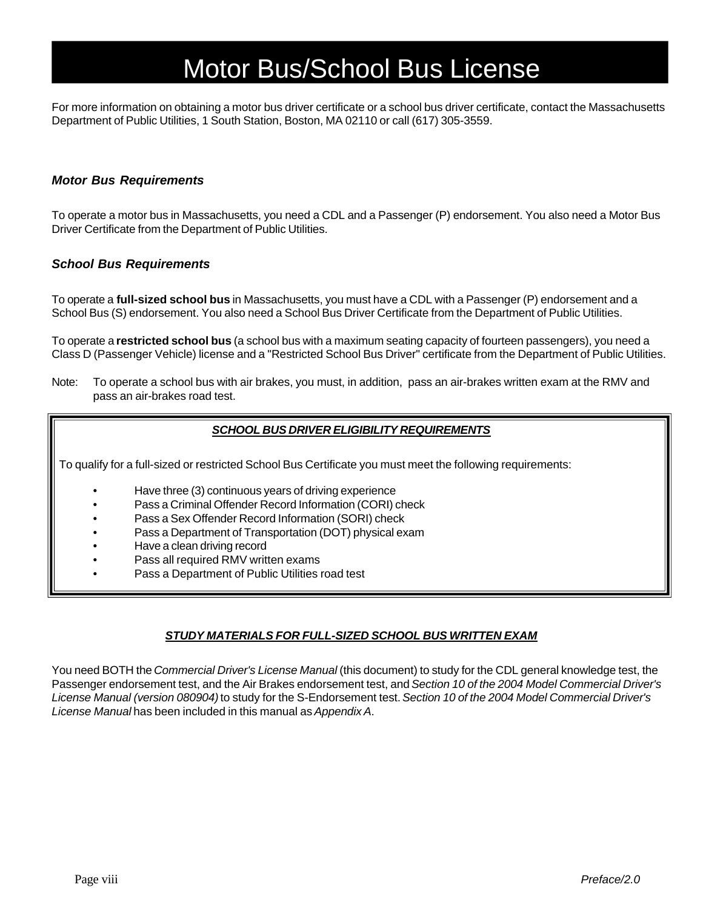# Motor Bus/School Bus License

For more information on obtaining a motor bus driver certificate or a school bus driver certificate, contact the Massachusetts Department of Public Utilities, 1 South Station, Boston, MA 02110 or call (617) 305-3559.

### *Motor Bus Requirements*

To operate a motor bus in Massachusetts, you need a CDL and a Passenger (P) endorsement. You also need a Motor Bus Driver Certificate from the Department of Public Utilities.

### *School Bus Requirements*

To operate a **full-sized school bus** in Massachusetts, you must have a CDL with a Passenger (P) endorsement and a School Bus (S) endorsement. You also need a School Bus Driver Certificate from the Department of Public Utilities.

To operate a **restricted school bus** (a school bus with a maximum seating capacity of fourteen passengers), you need a Class D (Passenger Vehicle) license and a "Restricted School Bus Driver" certificate from the Department of Public Utilities.

Note: To operate a school bus with air brakes, you must, in addition, pass an air-brakes written exam at the RMV and pass an air-brakes road test.

***SCHOOL BUS DRIVER ELIGIBILITY REQUIREMENTS***

To qualify for a full-sized or restricted School Bus Certificate you must meet the following requirements:

- Have three (3) continuous years of driving experience
- Pass a Criminal Offender Record Information (CORI) check
- Pass a Sex Offender Record Information (SORI) check
- Pass a Department of Transportation (DOT) physical exam
- Have a clean driving record
- Pass all required RMV written exams
- Pass a Department of Public Utilities road test

***STUDY MATERIALS FOR FULL-SIZED SCHOOL BUS WRITTEN EXAM***

You need BOTH the *Commercial Driver's License Manual* (this document) to study for the CDL general knowledge test, the Passenger endorsement test, and the Air Brakes endorsement test, and *Section 10 of the 2004 Model Commercial Driver's License Manual (version 080904)* to study for the S-Endorsement test. *Section 10 of the 2004 Model Commercial Driver's License Manual* has been included in this manual as *Appendix A*.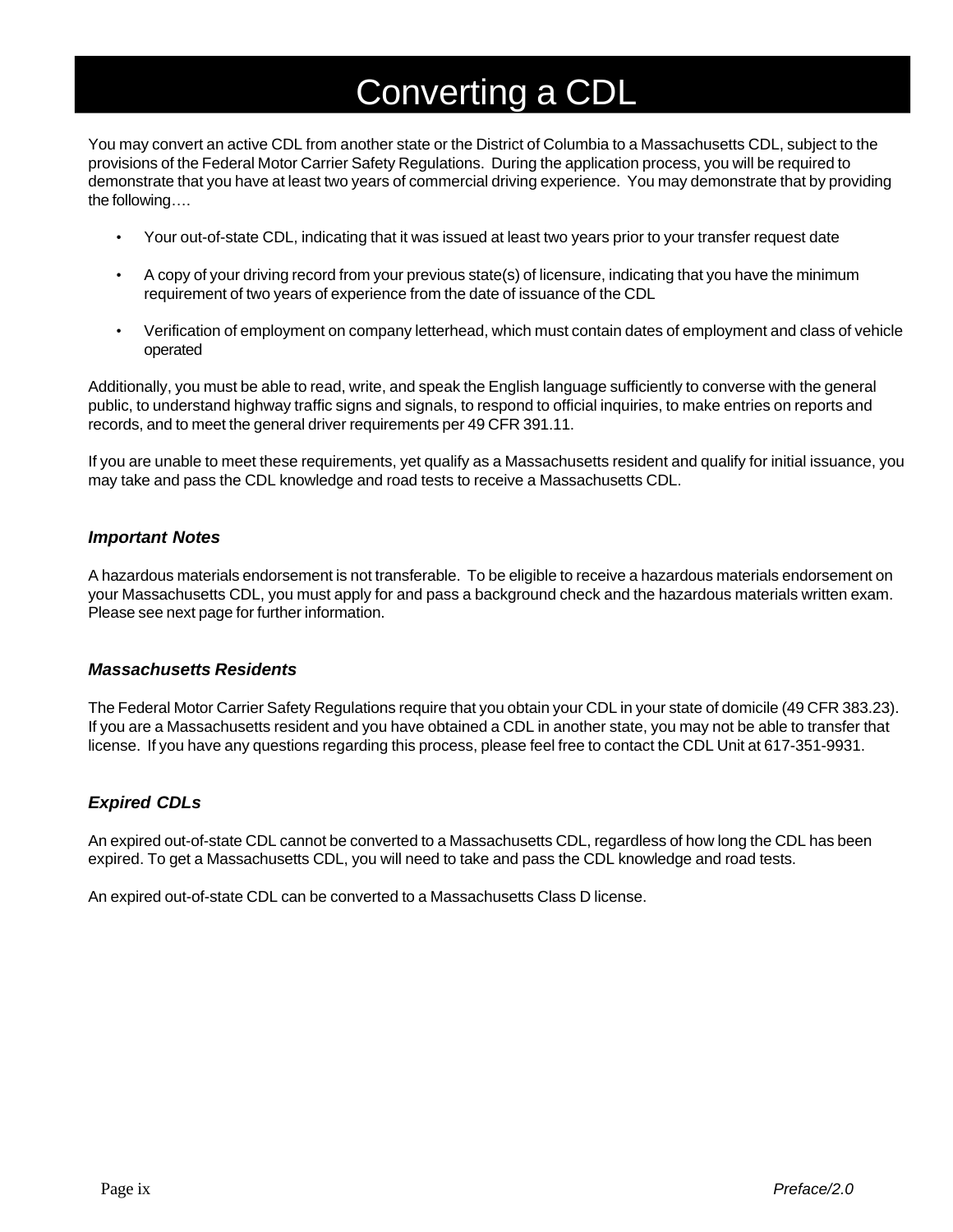# Converting a CDL

You may convert an active CDL from another state or the District of Columbia to a Massachusetts CDL, subject to the provisions of the Federal Motor Carrier Safety Regulations. During the application process, you will be required to demonstrate that you have at least two years of commercial driving experience. You may demonstrate that by providing the following….

- Your out-of-state CDL, indicating that it was issued at least two years prior to your transfer request date
- A copy of your driving record from your previous state(s) of licensure, indicating that you have the minimum requirement of two years of experience from the date of issuance of the CDL
- Verification of employment on company letterhead, which must contain dates of employment and class of vehicle operated

Additionally, you must be able to read, write, and speak the English language sufficiently to converse with the general public, to understand highway traffic signs and signals, to respond to official inquiries, to make entries on reports and records, and to meet the general driver requirements per 49 CFR 391.11.

If you are unable to meet these requirements, yet qualify as a Massachusetts resident and qualify for initial issuance, you may take and pass the CDL knowledge and road tests to receive a Massachusetts CDL.

### *Important Notes*

A hazardous materials endorsement is not transferable. To be eligible to receive a hazardous materials endorsement on your Massachusetts CDL, you must apply for and pass a background check and the hazardous materials written exam. Please see next page for further information.

### *Massachusetts Residents*

The Federal Motor Carrier Safety Regulations require that you obtain your CDL in your state of domicile (49 CFR 383.23). If you are a Massachusetts resident and you have obtained a CDL in another state, you may not be able to transfer that license. If you have any questions regarding this process, please feel free to contact the CDL Unit at 617-351-9931.

### *Expired CDLs*

An expired out-of-state CDL cannot be converted to a Massachusetts CDL, regardless of how long the CDL has been expired. To get a Massachusetts CDL, you will need to take and pass the CDL knowledge and road tests.

An expired out-of-state CDL can be converted to a Massachusetts Class D license.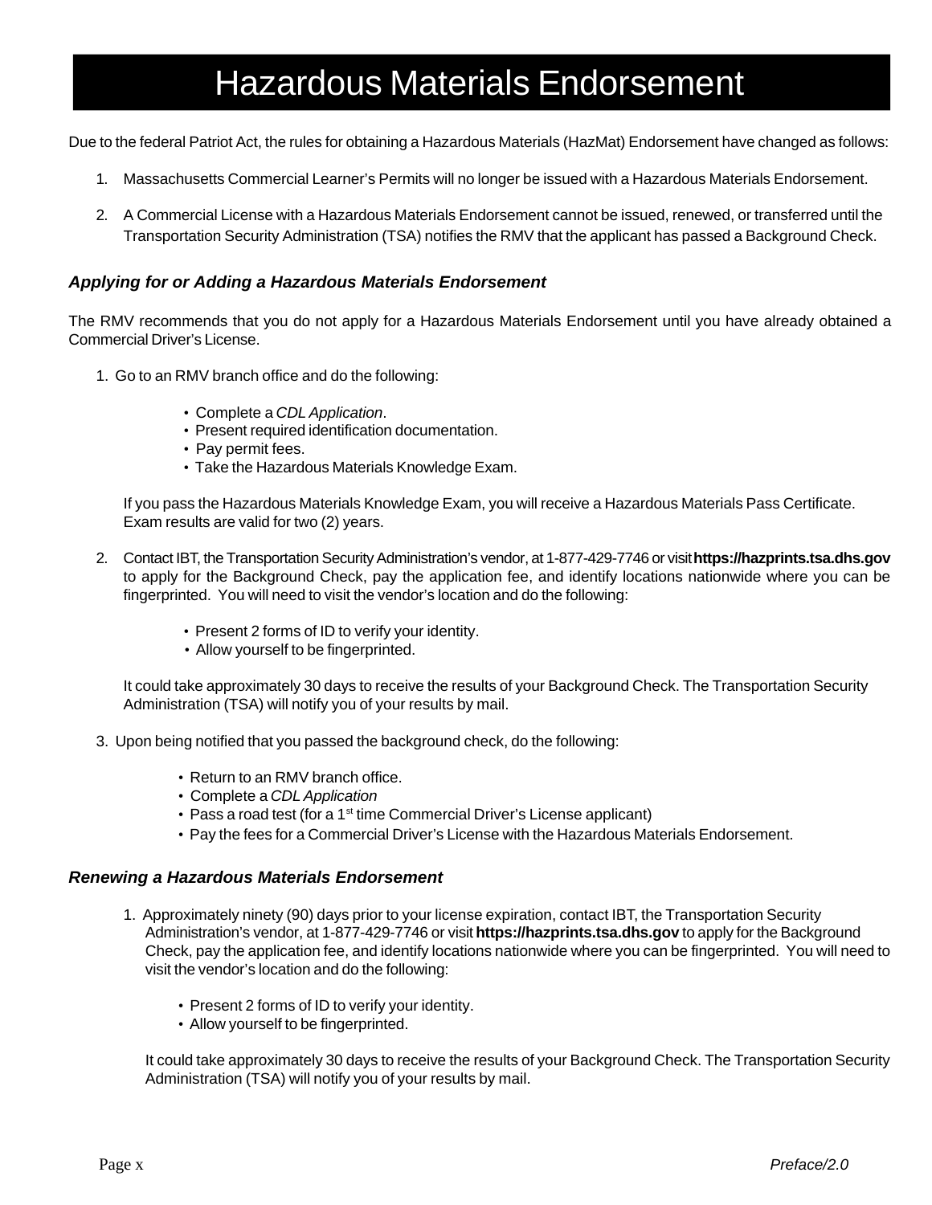# Hazardous Materials Endorsement

Due to the federal Patriot Act, the rules for obtaining a Hazardous Materials (HazMat) Endorsement have changed as follows:

1. Massachusetts Commercial Learner's Permits will no longer be issued with a Hazardous Materials Endorsement.
2. A Commercial License with a Hazardous Materials Endorsement cannot be issued, renewed, or transferred until the Transportation Security Administration (TSA) notifies the RMV that the applicant has passed a Background Check.

### *Applying for or Adding a Hazardous Materials Endorsement*

The RMV recommends that you do not apply for a Hazardous Materials Endorsement until you have already obtained a Commercial Driver's License.

1. Go to an RMV branch office and do the following:

   - Complete a *CDL Application*.
   - Present required identification documentation.
   - Pay permit fees.
   - Take the Hazardous Materials Knowledge Exam.

   If you pass the Hazardous Materials Knowledge Exam, you will receive a Hazardous Materials Pass Certificate. Exam results are valid for two (2) years.

2. Contact IBT, the Transportation Security Administration's vendor, at 1-877-429-7746 or visit **https://hazprints.tsa.dhs.gov** to apply for the Background Check, pay the application fee, and identify locations nationwide where you can be fingerprinted. You will need to visit the vendor's location and do the following:

   - Present 2 forms of ID to verify your identity.
   - Allow yourself to be fingerprinted.

   It could take approximately 30 days to receive the results of your Background Check. The Transportation Security Administration (TSA) will notify you of your results by mail.

3. Upon being notified that you passed the background check, do the following:

   - Return to an RMV branch office.
   - Complete a *CDL Application*
   - Pass a road test (for a 1st time Commercial Driver's License applicant)
   - Pay the fees for a Commercial Driver's License with the Hazardous Materials Endorsement.

### *Renewing a Hazardous Materials Endorsement*

1. Approximately ninety (90) days prior to your license expiration, contact IBT, the Transportation Security Administration's vendor, at 1-877-429-7746 or visit **https://hazprints.tsa.dhs.gov** to apply for the Background Check, pay the application fee, and identify locations nationwide where you can be fingerprinted. You will need to visit the vendor's location and do the following:

   - Present 2 forms of ID to verify your identity.
   - Allow yourself to be fingerprinted.

   It could take approximately 30 days to receive the results of your Background Check. The Transportation Security Administration (TSA) will notify you of your results by mail.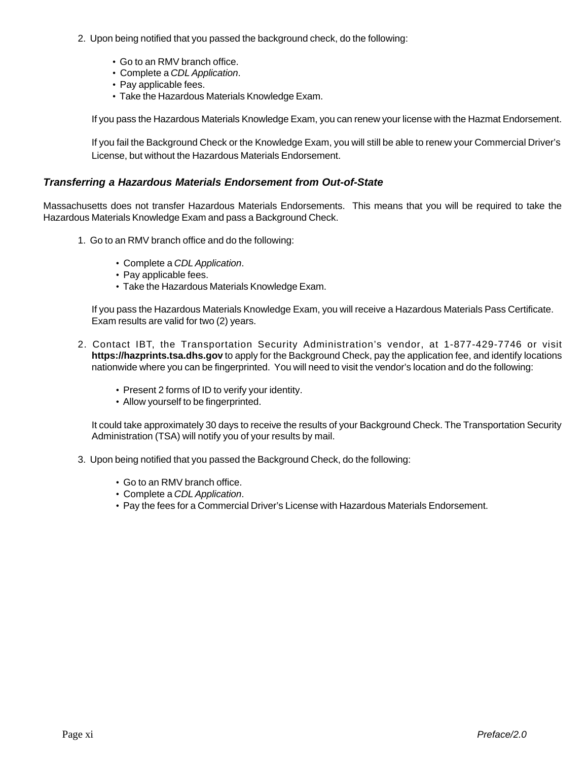2. Upon being notified that you passed the background check, do the following:

   - Go to an RMV branch office.
   - Complete a *CDL Application*.
   - Pay applicable fees.
   - Take the Hazardous Materials Knowledge Exam.

   If you pass the Hazardous Materials Knowledge Exam, you can renew your license with the Hazmat Endorsement.

   If you fail the Background Check or the Knowledge Exam, you will still be able to renew your Commercial Driver's License, but without the Hazardous Materials Endorsement.

### *Transferring a Hazardous Materials Endorsement from Out-of-State*

Massachusetts does not transfer Hazardous Materials Endorsements. This means that you will be required to take the Hazardous Materials Knowledge Exam and pass a Background Check.

1. Go to an RMV branch office and do the following:

   - Complete a *CDL Application*.
   - Pay applicable fees.
   - Take the Hazardous Materials Knowledge Exam.

   If you pass the Hazardous Materials Knowledge Exam, you will receive a Hazardous Materials Pass Certificate. Exam results are valid for two (2) years.

2. Contact IBT, the Transportation Security Administration's vendor, at 1-877-429-7746 or visit **https://hazprints.tsa.dhs.gov** to apply for the Background Check, pay the application fee, and identify locations nationwide where you can be fingerprinted. You will need to visit the vendor's location and do the following:

   - Present 2 forms of ID to verify your identity.
   - Allow yourself to be fingerprinted.

   It could take approximately 30 days to receive the results of your Background Check. The Transportation Security Administration (TSA) will notify you of your results by mail.

3. Upon being notified that you passed the Background Check, do the following:

   - Go to an RMV branch office.
   - Complete a *CDL Application*.
   - Pay the fees for a Commercial Driver's License with Hazardous Materials Endorsement.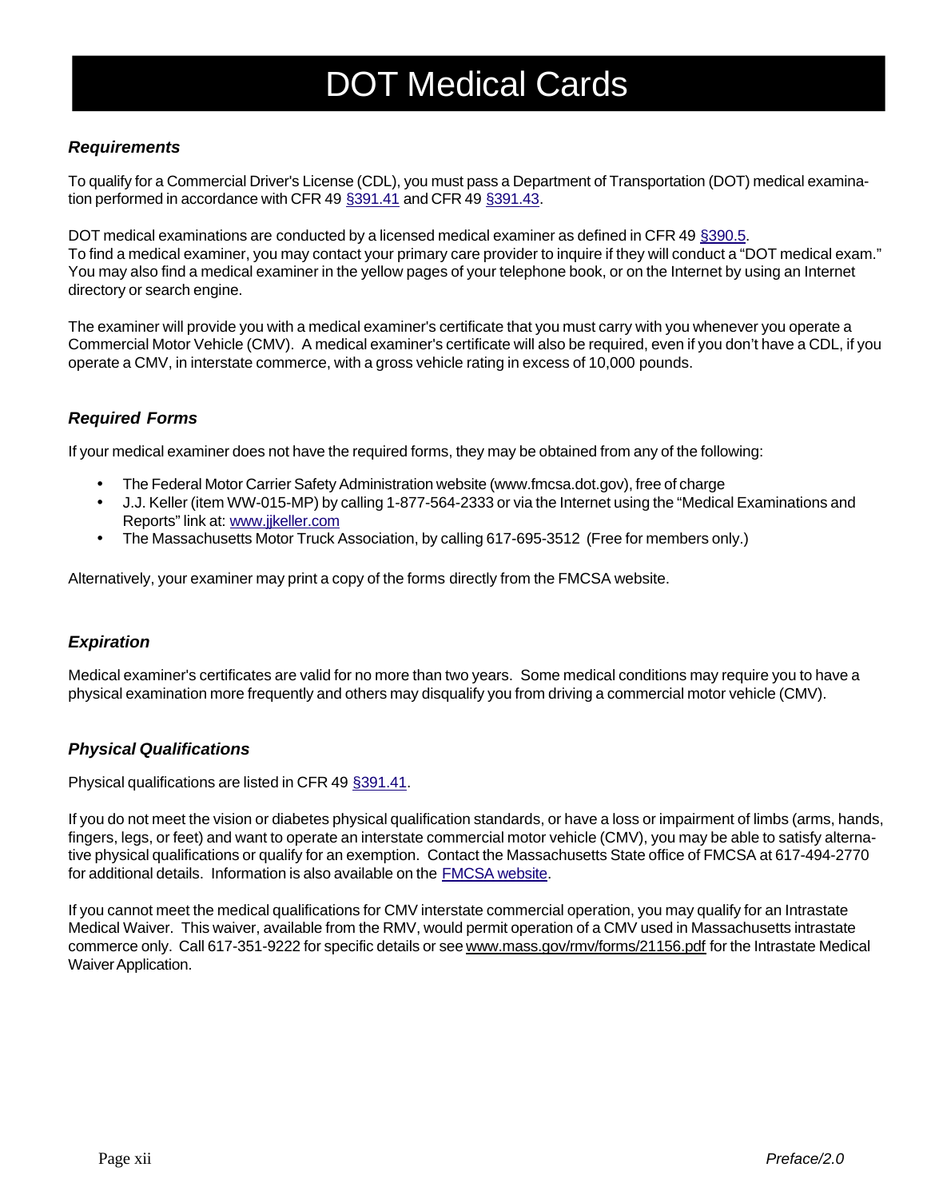# DOT Medical Cards

### *Requirements*

To qualify for a Commercial Driver's License (CDL), you must pass a Department of Transportation (DOT) medical examination performed in accordance with CFR 49 §391.41 and CFR 49 §391.43.

DOT medical examinations are conducted by a licensed medical examiner as defined in CFR 49 §390.5.
To find a medical examiner, you may contact your primary care provider to inquire if they will conduct a "DOT medical exam." You may also find a medical examiner in the yellow pages of your telephone book, or on the Internet by using an Internet directory or search engine.

The examiner will provide you with a medical examiner's certificate that you must carry with you whenever you operate a Commercial Motor Vehicle (CMV). A medical examiner's certificate will also be required, even if you don't have a CDL, if you operate a CMV, in interstate commerce, with a gross vehicle rating in excess of 10,000 pounds.

### *Required Forms*

If your medical examiner does not have the required forms, they may be obtained from any of the following:

- The Federal Motor Carrier Safety Administration website (www.fmcsa.dot.gov), free of charge
- J.J. Keller (item WW-015-MP) by calling 1-877-564-2333 or via the Internet using the "Medical Examinations and Reports" link at: www.jjkeller.com
- The Massachusetts Motor Truck Association, by calling 617-695-3512 (Free for members only.)

Alternatively, your examiner may print a copy of the forms directly from the FMCSA website.

### *Expiration*

Medical examiner's certificates are valid for no more than two years. Some medical conditions may require you to have a physical examination more frequently and others may disqualify you from driving a commercial motor vehicle (CMV).

### *Physical Qualifications*

Physical qualifications are listed in CFR 49 §391.41.

If you do not meet the vision or diabetes physical qualification standards, or have a loss or impairment of limbs (arms, hands, fingers, legs, or feet) and want to operate an interstate commercial motor vehicle (CMV), you may be able to satisfy alternative physical qualifications or qualify for an exemption. Contact the Massachusetts State office of FMCSA at 617-494-2770 for additional details. Information is also available on the FMCSA website.

If you cannot meet the medical qualifications for CMV interstate commercial operation, you may qualify for an Intrastate Medical Waiver. This waiver, available from the RMV, would permit operation of a CMV used in Massachusetts intrastate commerce only. Call 617-351-9222 for specific details or see www.mass.gov/rmv/forms/21156.pdf for the Intrastate Medical Waiver Application.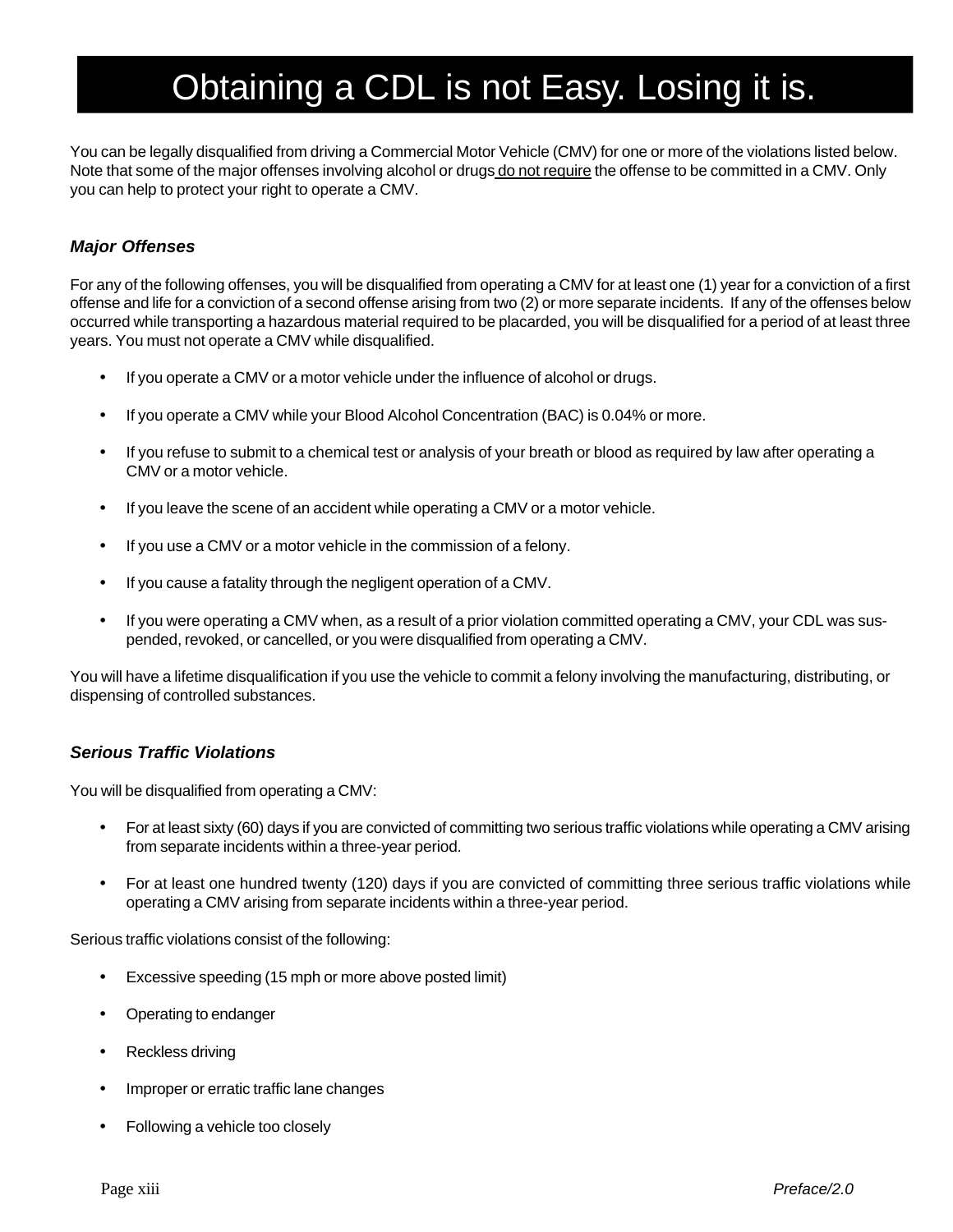# Obtaining a CDL is not Easy. Losing it is.

You can be legally disqualified from driving a Commercial Motor Vehicle (CMV) for one or more of the violations listed below. Note that some of the major offenses involving alcohol or drugs do not require the offense to be committed in a CMV. Only you can help to protect your right to operate a CMV.

### *Major Offenses*

For any of the following offenses, you will be disqualified from operating a CMV for at least one (1) year for a conviction of a first offense and life for a conviction of a second offense arising from two (2) or more separate incidents. If any of the offenses below occurred while transporting a hazardous material required to be placarded, you will be disqualified for a period of at least three years. You must not operate a CMV while disqualified.

- If you operate a CMV or a motor vehicle under the influence of alcohol or drugs.
- If you operate a CMV while your Blood Alcohol Concentration (BAC) is 0.04% or more.
- If you refuse to submit to a chemical test or analysis of your breath or blood as required by law after operating a CMV or a motor vehicle.
- If you leave the scene of an accident while operating a CMV or a motor vehicle.
- If you use a CMV or a motor vehicle in the commission of a felony.
- If you cause a fatality through the negligent operation of a CMV.
- If you were operating a CMV when, as a result of a prior violation committed operating a CMV, your CDL was suspended, revoked, or cancelled, or you were disqualified from operating a CMV.

You will have a lifetime disqualification if you use the vehicle to commit a felony involving the manufacturing, distributing, or dispensing of controlled substances.

### *Serious Traffic Violations*

You will be disqualified from operating a CMV:

- For at least sixty (60) days if you are convicted of committing two serious traffic violations while operating a CMV arising from separate incidents within a three-year period.
- For at least one hundred twenty (120) days if you are convicted of committing three serious traffic violations while operating a CMV arising from separate incidents within a three-year period.

Serious traffic violations consist of the following:

- Excessive speeding (15 mph or more above posted limit)
- Operating to endanger
- Reckless driving
- Improper or erratic traffic lane changes
- Following a vehicle too closely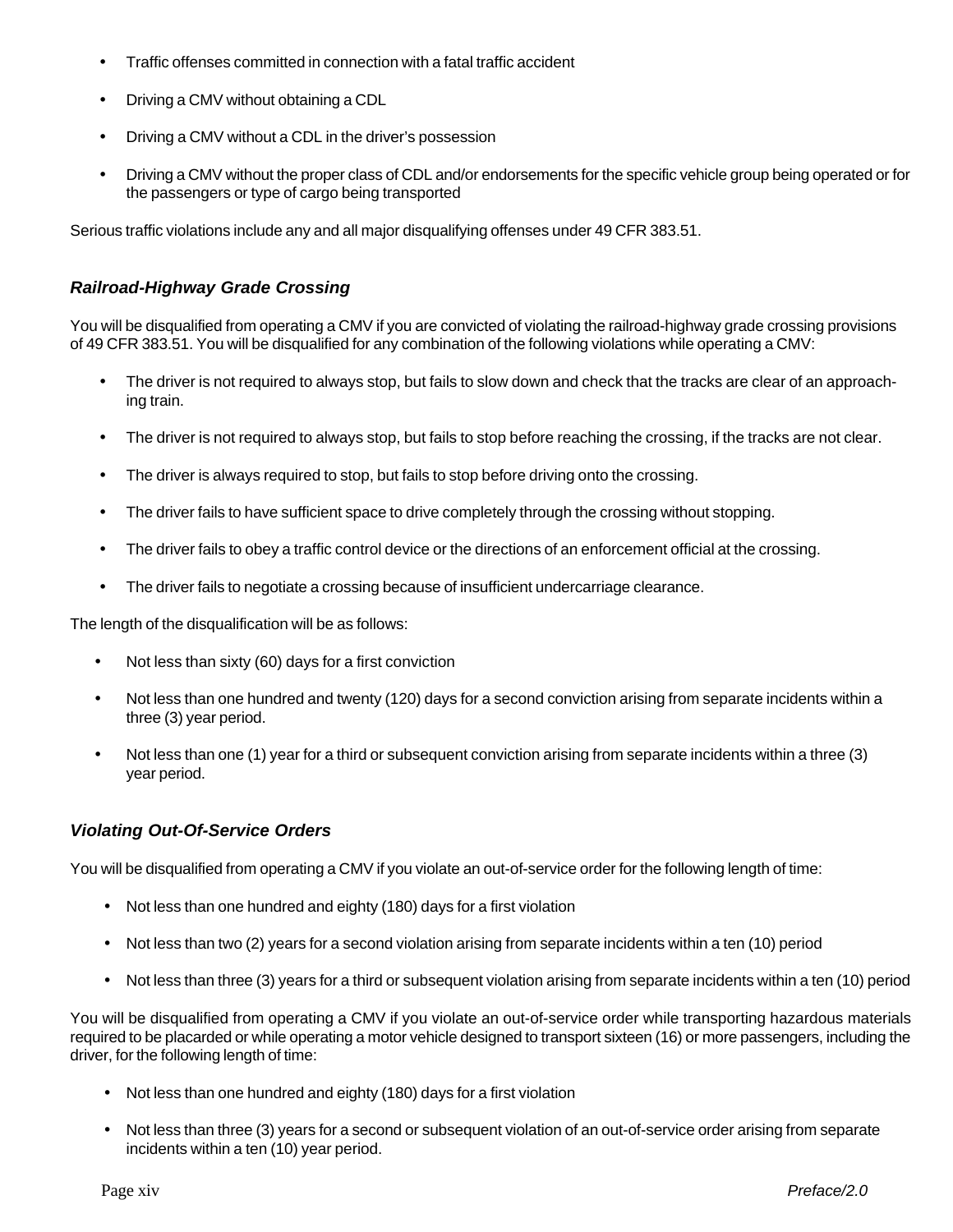- Traffic offenses committed in connection with a fatal traffic accident
- Driving a CMV without obtaining a CDL
- Driving a CMV without a CDL in the driver's possession
- Driving a CMV without the proper class of CDL and/or endorsements for the specific vehicle group being operated or for the passengers or type of cargo being transported

Serious traffic violations include any and all major disqualifying offenses under 49 CFR 383.51.

### *Railroad-Highway Grade Crossing*

You will be disqualified from operating a CMV if you are convicted of violating the railroad-highway grade crossing provisions of 49 CFR 383.51. You will be disqualified for any combination of the following violations while operating a CMV:

- The driver is not required to always stop, but fails to slow down and check that the tracks are clear of an approaching train.
- The driver is not required to always stop, but fails to stop before reaching the crossing, if the tracks are not clear.
- The driver is always required to stop, but fails to stop before driving onto the crossing.
- The driver fails to have sufficient space to drive completely through the crossing without stopping.
- The driver fails to obey a traffic control device or the directions of an enforcement official at the crossing.
- The driver fails to negotiate a crossing because of insufficient undercarriage clearance.

The length of the disqualification will be as follows:

- Not less than sixty (60) days for a first conviction
- Not less than one hundred and twenty (120) days for a second conviction arising from separate incidents within a three (3) year period.
- Not less than one (1) year for a third or subsequent conviction arising from separate incidents within a three (3) year period.

### *Violating Out-Of-Service Orders*

You will be disqualified from operating a CMV if you violate an out-of-service order for the following length of time:

- Not less than one hundred and eighty (180) days for a first violation
- Not less than two (2) years for a second violation arising from separate incidents within a ten (10) period
- Not less than three (3) years for a third or subsequent violation arising from separate incidents within a ten (10) period

You will be disqualified from operating a CMV if you violate an out-of-service order while transporting hazardous materials required to be placarded or while operating a motor vehicle designed to transport sixteen (16) or more passengers, including the driver, for the following length of time:

- Not less than one hundred and eighty (180) days for a first violation
- Not less than three (3) years for a second or subsequent violation of an out-of-service order arising from separate incidents within a ten (10) year period.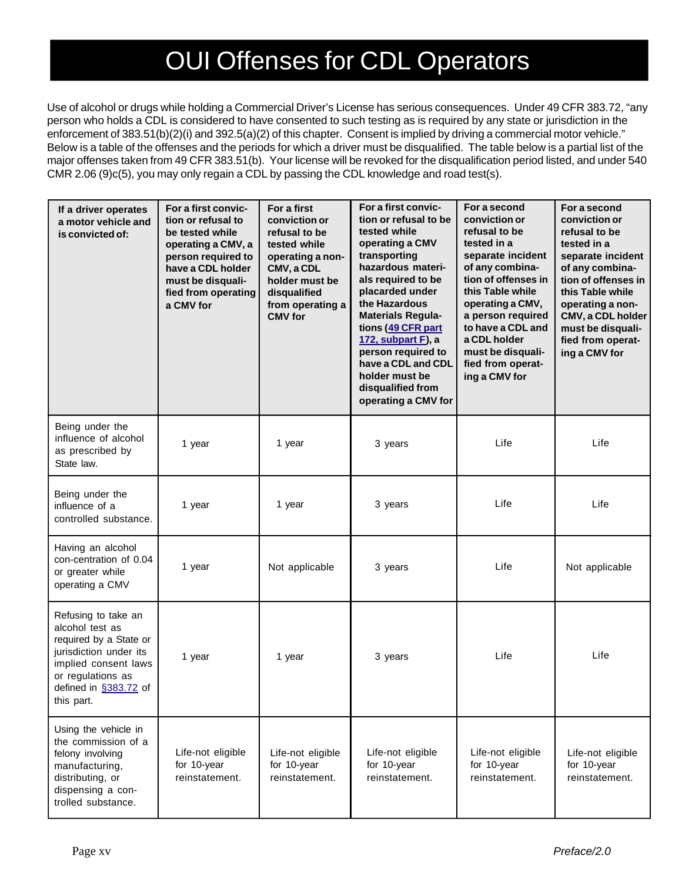# OUI Offenses for CDL Operators

Use of alcohol or drugs while holding a Commercial Driver's License has serious consequences. Under 49 CFR 383.72, "any person who holds a CDL is considered to have consented to such testing as is required by any state or jurisdiction in the enforcement of 383.51(b)(2)(i) and 392.5(a)(2) of this chapter. Consent is implied by driving a commercial motor vehicle." Below is a table of the offenses and the periods for which a driver must be disqualified. The table below is a partial list of the major offenses taken from 49 CFR 383.51(b). Your license will be revoked for the disqualification period listed, and under 540 CMR 2.06 (9)c(5), you may only regain a CDL by passing the CDL knowledge and road test(s).

| **If a driver operates a motor vehicle and is convicted of:** | **For a first conviction or refusal to be tested while operating a CMV, a person required to have a CDL holder must be disqualified from operating a CMV for** | **For a first conviction or refusal to be tested while operating a non-CMV, a CDL holder must be disqualified from operating a CMV for** | **For a first conviction or refusal to be tested while operating a CMV transporting hazardous materials required to be placarded under the Hazardous Materials Regulations (49 CFR part 172, subpart F), a person required to have a CDL and CDL holder must be disqualified from operating a CMV for** | **For a second conviction or refusal to be tested in a separate incident of any combination of offenses in this Table while operating a CMV, a person required to have a CDL and a CDL holder must be disqualified from operating a CMV for** | **For a second conviction or refusal to be tested in a separate incident of any combination of offenses in this Table while operating a non-CMV, a CDL holder must be disqualified from operating a CMV for** |
|---|---|---|---|---|---|
| Being under the influence of alcohol as prescribed by State law. | 1 year | 1 year | 3 years | Life | Life |
| Being under the influence of a controlled substance. | 1 year | 1 year | 3 years | Life | Life |
| Having an alcohol con-centration of 0.04 or greater while operating a CMV | 1 year | Not applicable | 3 years | Life | Not applicable |
| Refusing to take an alcohol test as required by a State or jurisdiction under its implied consent laws or regulations as defined in §383.72 of this part. | 1 year | 1 year | 3 years | Life | Life |
| Using the vehicle in the commission of a felony involving manufacturing, distributing, or dispensing a con-trolled substance. | Life-not eligible for 10-year reinstatement. | Life-not eligible for 10-year reinstatement. | Life-not eligible for 10-year reinstatement. | Life-not eligible for 10-year reinstatement. | Life-not eligible for 10-year reinstatement. |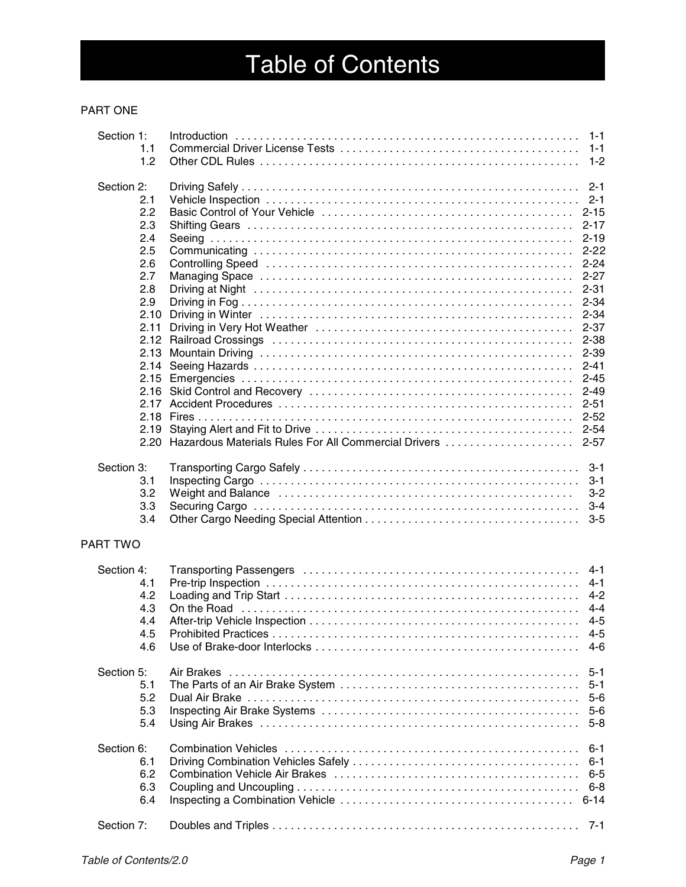# Table of Contents

PART ONE

| | | |
|---|---|---|
| Section 1: | Introduction | 1-1 |
| 1.1 | Commercial Driver License Tests | 1-1 |
| 1.2 | Other CDL Rules | 1-2 |
| | | |
| Section 2: | Driving Safely | 2-1 |
| 2.1 | Vehicle Inspection | 2-1 |
| 2.2 | Basic Control of Your Vehicle | 2-15 |
| 2.3 | Shifting Gears | 2-17 |
| 2.4 | Seeing | 2-19 |
| 2.5 | Communicating | 2-22 |
| 2.6 | Controlling Speed | 2-24 |
| 2.7 | Managing Space | 2-27 |
| 2.8 | Driving at Night | 2-31 |
| 2.9 | Driving in Fog | 2-34 |
| 2.10 | Driving in Winter | 2-34 |
| 2.11 | Driving in Very Hot Weather | 2-37 |
| 2.12 | Railroad Crossings | 2-38 |
| 2.13 | Mountain Driving | 2-39 |
| 2.14 | Seeing Hazards | 2-41 |
| 2.15 | Emergencies | 2-45 |
| 2.16 | Skid Control and Recovery | 2-49 |
| 2.17 | Accident Procedures | 2-51 |
| 2.18 | Fires | 2-52 |
| 2.19 | Staying Alert and Fit to Drive | 2-54 |
| 2.20 | Hazardous Materials Rules For All Commercial Drivers | 2-57 |
| | | |
| Section 3: | Transporting Cargo Safely | 3-1 |
| 3.1 | Inspecting Cargo | 3-1 |
| 3.2 | Weight and Balance | 3-2 |
| 3.3 | Securing Cargo | 3-4 |
| 3.4 | Other Cargo Needing Special Attention | 3-5 |

PART TWO

| | | |
|---|---|---|
| Section 4: | Transporting Passengers | 4-1 |
| 4.1 | Pre-trip Inspection | 4-1 |
| 4.2 | Loading and Trip Start | 4-2 |
| 4.3 | On the Road | 4-4 |
| 4.4 | After-trip Vehicle Inspection | 4-5 |
| 4.5 | Prohibited Practices | 4-5 |
| 4.6 | Use of Brake-door Interlocks | 4-6 |
| | | |
| Section 5: | Air Brakes | 5-1 |
| 5.1 | The Parts of an Air Brake System | 5-1 |
| 5.2 | Dual Air Brake | 5-6 |
| 5.3 | Inspecting Air Brake Systems | 5-6 |
| 5.4 | Using Air Brakes | 5-8 |
| | | |
| Section 6: | Combination Vehicles | 6-1 |
| 6.1 | Driving Combination Vehicles Safely | 6-1 |
| 6.2 | Combination Vehicle Air Brakes | 6-5 |
| 6.3 | Coupling and Uncoupling | 6-8 |
| 6.4 | Inspecting a Combination Vehicle | 6-14 |
| | | |
| Section 7: | Doubles and Triples | 7-1 |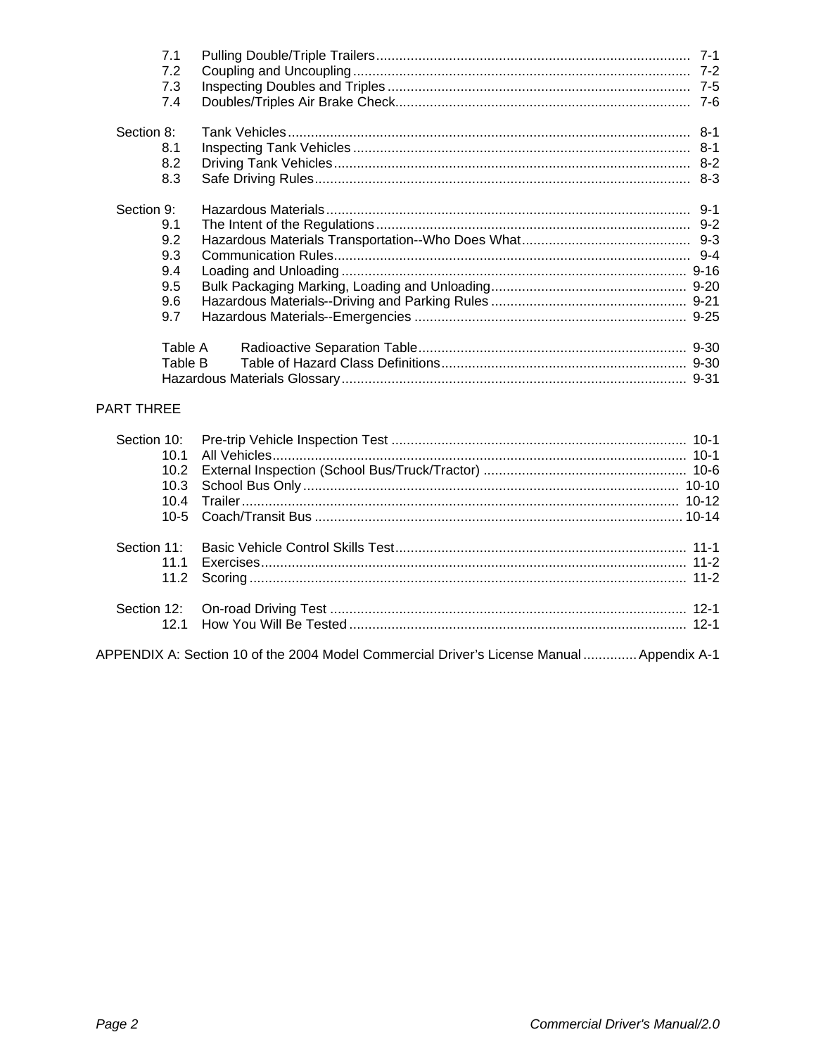7.1 Pulling Double/Triple Trailers ............................................................ 7-1
7.2 Coupling and Uncoupling ............................................................ 7-2
7.3 Inspecting Doubles and Triples ............................................................ 7-5
7.4 Doubles/Triples Air Brake Check ............................................................ 7-6

Section 8: Tank Vehicles ............................................................ 8-1
8.1 Inspecting Tank Vehicles ............................................................ 8-1
8.2 Driving Tank Vehicles ............................................................ 8-2
8.3 Safe Driving Rules ............................................................ 8-3

Section 9: Hazardous Materials ............................................................ 9-1
9.1 The Intent of the Regulations ............................................................ 9-2
9.2 Hazardous Materials Transportation--Who Does What ............................................................ 9-3
9.3 Communication Rules ............................................................ 9-4
9.4 Loading and Unloading ............................................................ 9-16
9.5 Bulk Packaging Marking, Loading and Unloading ............................................................ 9-20
9.6 Hazardous Materials--Driving and Parking Rules ............................................................ 9-21
9.7 Hazardous Materials--Emergencies ............................................................ 9-25

Table A Radioactive Separation Table ............................................................ 9-30
Table B Table of Hazard Class Definitions ............................................................ 9-30
Hazardous Materials Glossary ............................................................ 9-31

PART THREE

Section 10: Pre-trip Vehicle Inspection Test ............................................................ 10-1
10.1 All Vehicles ............................................................ 10-1
10.2 External Inspection (School Bus/Truck/Tractor) ............................................................ 10-6
10.3 School Bus Only ............................................................ 10-10
10.4 Trailer ............................................................ 10-12
10-5 Coach/Transit Bus ............................................................ 10-14

Section 11: Basic Vehicle Control Skills Test ............................................................ 11-1
11.1 Exercises ............................................................ 11-2
11.2 Scoring ............................................................ 11-2

Section 12: On-road Driving Test ............................................................ 12-1
12.1 How You Will Be Tested ............................................................ 12-1

APPENDIX A: Section 10 of the 2004 Model Commercial Driver's License Manual ............. Appendix A-1